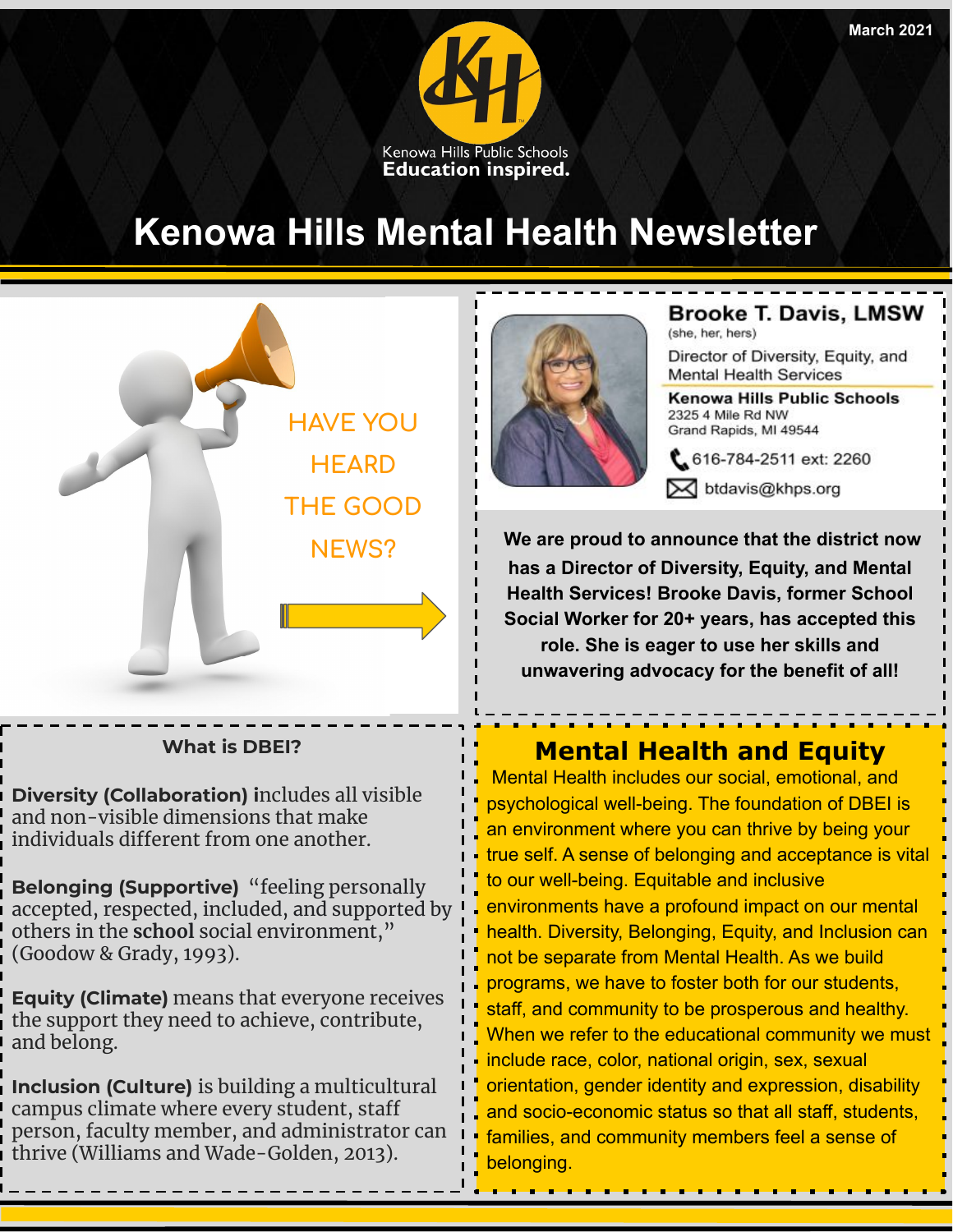March 2021

Kenowa Hills Public Schools
**Education inspired.**

# Kenowa Hills Mental Health Newsletter

HAVE YOU HEARD THE GOOD NEWS?

**Brooke T. Davis, LMSW**
(she, her, hers)
Director of Diversity, Equity, and Mental Health Services
**Kenowa Hills Public Schools**
2325 4 Mile Rd NW
Grand Rapids, MI 49544
616-784-2511 ext: 2260
btdavis@khps.org

**We are proud to announce that the district now has a Director of Diversity, Equity, and Mental Health Services! Brooke Davis, former School Social Worker for 20+ years, has accepted this role. She is eager to use her skills and unwavering advocacy for the benefit of all!**

## What is DBEI?

**Diversity (Collaboration)** includes all visible and non-visible dimensions that make individuals different from one another.

**Belonging (Supportive)** "feeling personally accepted, respected, included, and supported by others in the **school** social environment," (Goodow & Grady, 1993).

**Equity (Climate)** means that everyone receives the support they need to achieve, contribute, and belong.

**Inclusion (Culture)** is building a multicultural campus climate where every student, staff person, faculty member, and administrator can thrive (Williams and Wade-Golden, 2013).

## Mental Health and Equity

Mental Health includes our social, emotional, and psychological well-being. The foundation of DBEI is an environment where you can thrive by being your true self. A sense of belonging and acceptance is vital to our well-being. Equitable and inclusive environments have a profound impact on our mental health. Diversity, Belonging, Equity, and Inclusion can not be separate from Mental Health. As we build programs, we have to foster both for our students, staff, and community to be prosperous and healthy. When we refer to the educational community we must include race, color, national origin, sex, sexual orientation, gender identity and expression, disability and socio-economic status so that all staff, students, families, and community members feel a sense of belonging.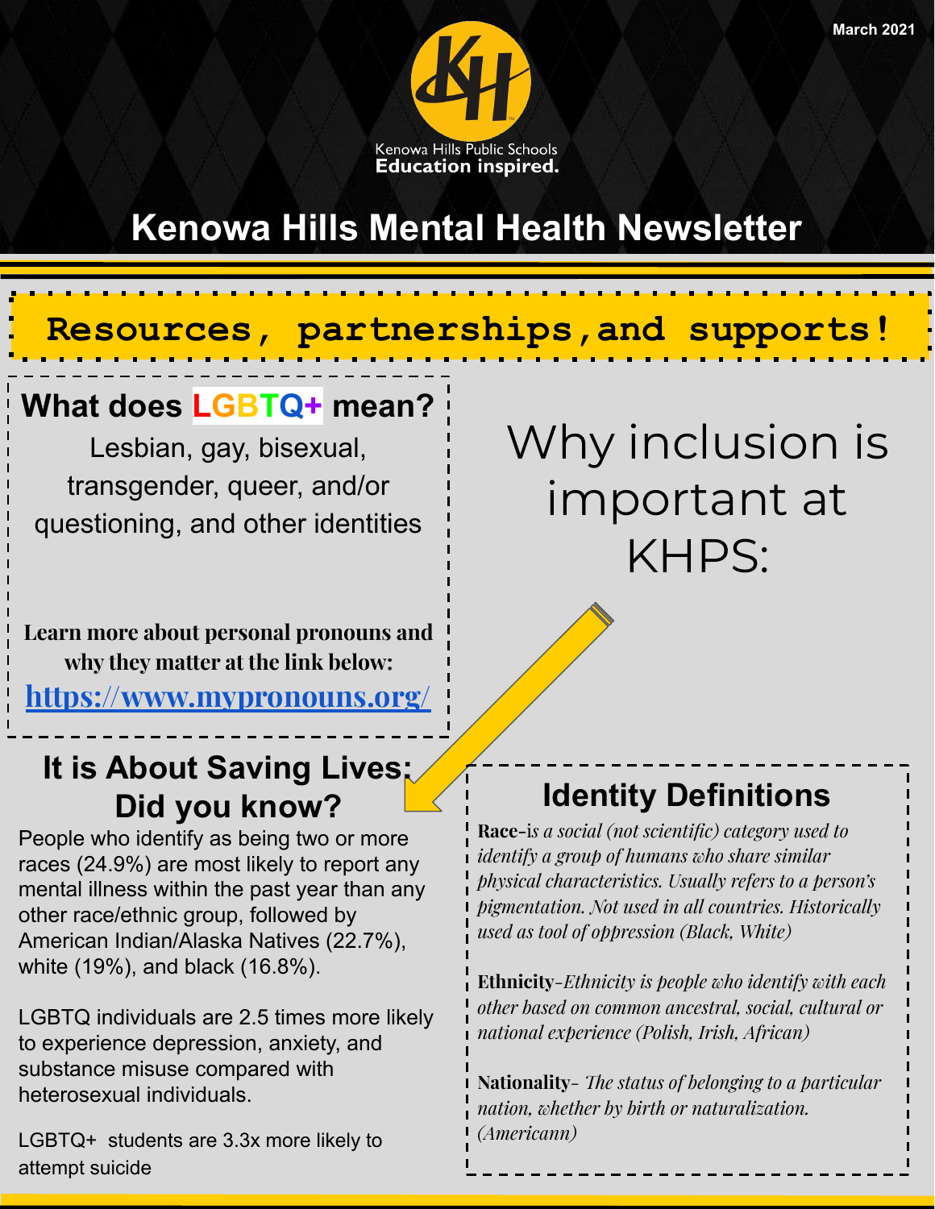March 2021

Kenowa Hills Public Schools
**Education inspired.**

# Kenowa Hills Mental Health Newsletter

## Resources, partnerships, and supports!

### What does LGBTQ+ mean?

Lesbian, gay, bisexual, transgender, queer, and/or questioning, and other identities

**Learn more about personal pronouns and why they matter at the link below:**
**https://www.mypronouns.org/**

## Why inclusion is important at KHPS:

### It is About Saving Lives: Did you know?

People who identify as being two or more races (24.9%) are most likely to report any mental illness within the past year than any other race/ethnic group, followed by American Indian/Alaska Natives (22.7%), white (19%), and black (16.8%).

LGBTQ individuals are 2.5 times more likely to experience depression, anxiety, and substance misuse compared with heterosexual individuals.

LGBTQ+ students are 3.3x more likely to attempt suicide

### Identity Definitions

**Race**-i*s a social (not scientific) category used to identify a group of humans who share similar physical characteristics. Usually refers to a person's pigmentation. Not used in all countries. Historically used as tool of oppression (Black, White)*

**Ethnicity**-*Ethnicity is people who identify with each other based on common ancestral, social, cultural or national experience (Polish, Irish, African)*

**Nationality**- *The status of belonging to a particular nation, whether by birth or naturalization. (Americann)*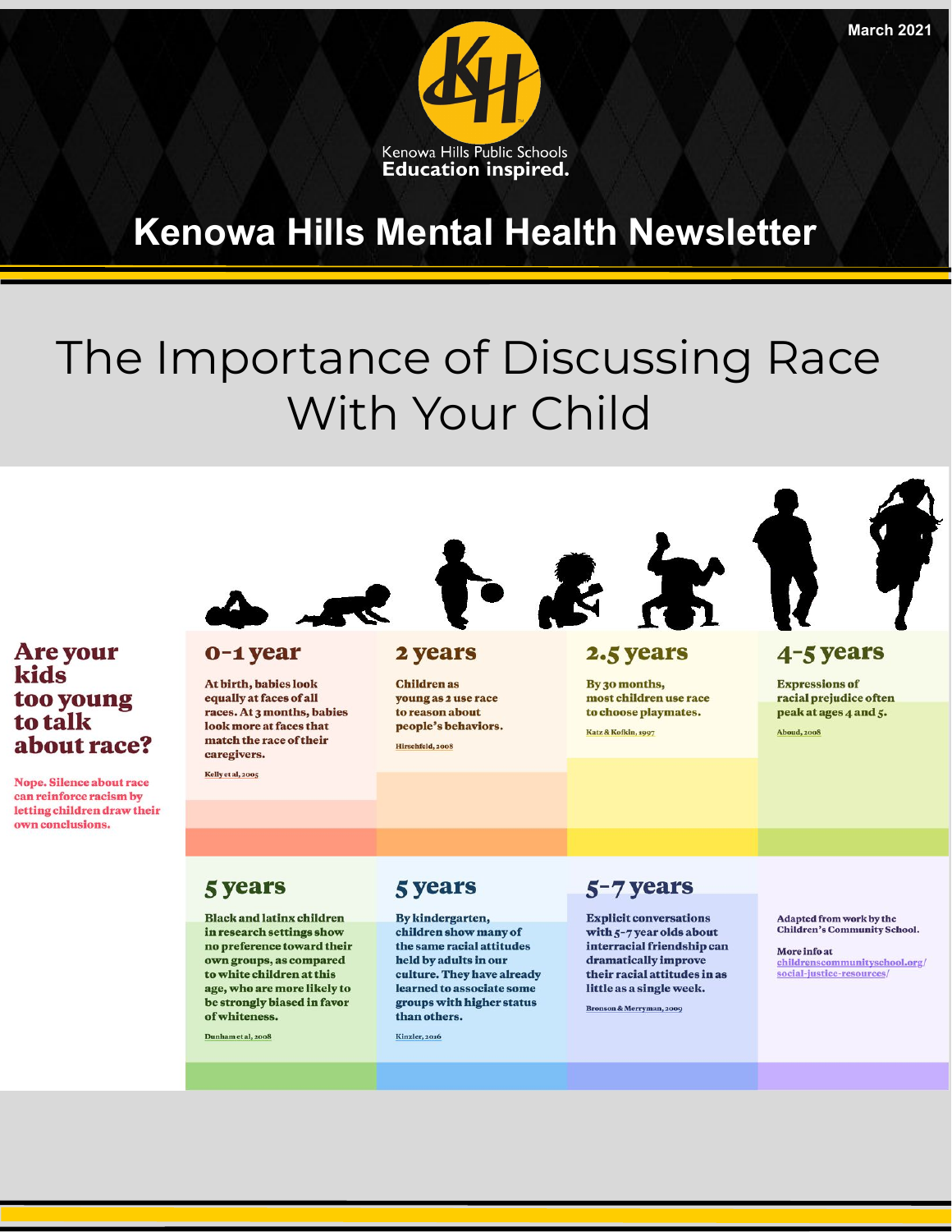March 2021

Kenowa Hills Public Schools
**Education inspired.**

# Kenowa Hills Mental Health Newsletter

## The Importance of Discussing Race With Your Child

### Are your kids too young to talk about race?

**Nope. Silence about race can reinforce racism by letting children draw their own conclusions.**

### 0-1 year

At birth, babies look equally at faces of all races. At 3 months, babies look more at faces that match the race of their caregivers.

Kelly et al, 2005

### 2 years

Children as young as 2 use race to reason about people's behaviors.

Hirschfeld, 2008

### 2.5 years

By 30 months, most children use race to choose playmates.

Katz & Kofkin, 1997

### 4-5 years

Expressions of racial prejudice often peak at ages 4 and 5.

Aboud, 2008

### 5 years

Black and latinx children in research settings show no preference toward their own groups, as compared to white children at this age, who are more likely to be strongly biased in favor of whiteness.

Dunham et al, 2008

### 5 years

By kindergarten, children show many of the same racial attitudes held by adults in our culture. They have already learned to associate some groups with higher status than others.

Kinzler, 2016

### 5-7 years

Explicit conversations with 5-7 year olds about interracial friendship can dramatically improve their racial attitudes in as little as a single week.

Bronson & Merryman, 2009

Adapted from work by the Children's Community School.

More info at childrenscommunityschool.org/social-justice-resources/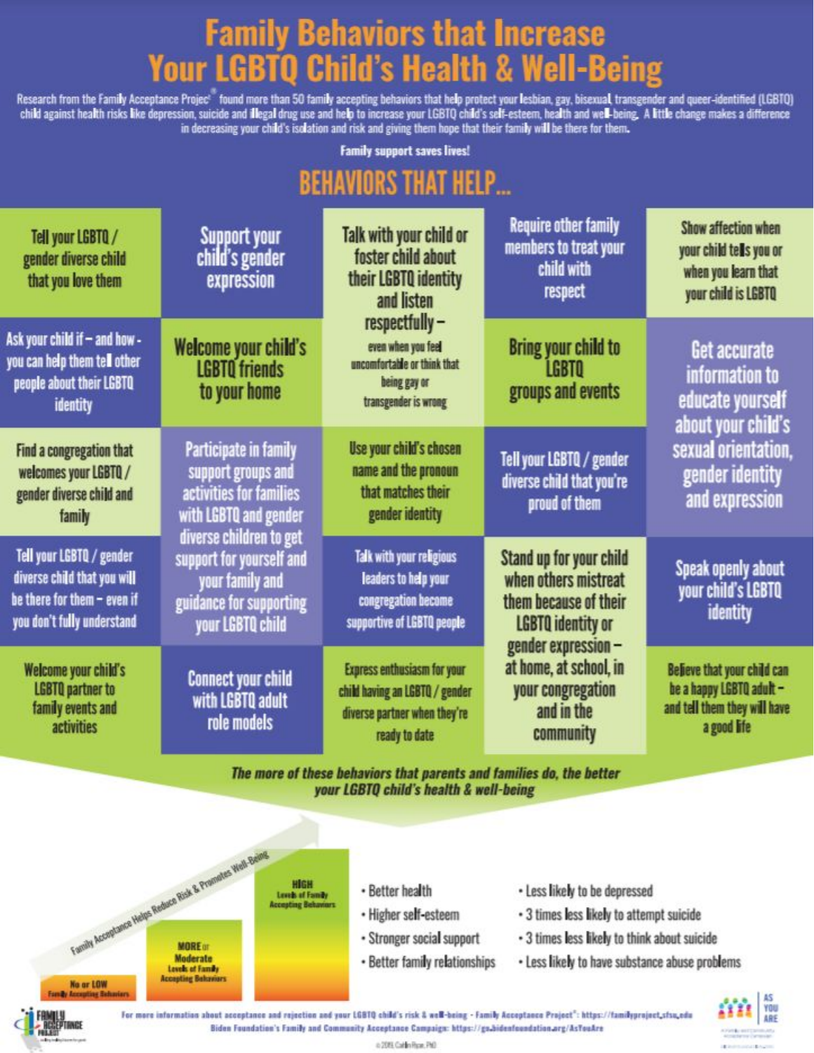# Family Behaviors that Increase Your LGBTQ Child's Health & Well-Being

Research from the Family Acceptance Project® found more than 50 family accepting behaviors that help protect your lesbian, gay, bisexual, transgender and queer-identified (LGBTQ) child against health risks like depression, suicide and illegal drug use and help to increase your LGBTQ child's self-esteem, health and well-being. A little change makes a difference in decreasing your child's isolation and risk and giving them hope that their family will be there for them.

**Family support saves lives!**

## BEHAVIORS THAT HELP...

- Tell your LGBTQ / gender diverse child that you love them
- Support your child's gender expression
- Talk with your child or foster child about their LGBTQ identity and listen respectfully – even when you feel uncomfortable or think that being gay or transgender is wrong
- Require other family members to treat your child with respect
- Show affection when your child tells you or when you learn that your child is LGBTQ
- Ask your child if – and how – you can help them tell other people about their LGBTQ identity
- Welcome your child's LGBTQ friends to your home
- Bring your child to LGBTQ groups and events
- Get accurate information to educate yourself about your child's sexual orientation, gender identity and expression
- Find a congregation that welcomes your LGBTQ / gender diverse child and family
- Participate in family support groups and activities for families with LGBTQ and gender diverse children to get support for yourself and your family and guidance for supporting your LGBTQ child
- Use your child's chosen name and the pronoun that matches their gender identity
- Tell your LGBTQ / gender diverse child that you're proud of them
- Tell your LGBTQ / gender diverse child that you will be there for them – even if you don't fully understand
- Talk with your religious leaders to help your congregation become supportive of LGBTQ people
- Stand up for your child when others mistreat them because of their LGBTQ identity or gender expression – at home, at school, in your congregation and in the community
- Speak openly about your child's LGBTQ identity
- Welcome your child's LGBTQ partner to family events and activities
- Connect your child with LGBTQ adult role models
- Express enthusiasm for your child having an LGBTQ / gender diverse partner when they're ready to date
- Believe that your child can be a happy LGBTQ adult – and tell them they will have a good life

***The more of these behaviors that parents and families do, the better your LGBTQ child's health & well-being***

Family Acceptance Helps Reduce Risk & Promotes Well-Being

No or LOW Family Accepting Behaviors

MORE or Moderate Levels of Family Accepting Behaviors

HIGH Levels of Family Accepting Behaviors

- Better health
- Higher self-esteem
- Stronger social support
- Better family relationships
- Less likely to be depressed
- 3 times less likely to attempt suicide
- 3 times less likely to think about suicide
- Less likely to have substance abuse problems

For more information about acceptance and rejection and your LGBTQ child's risk & well-being - Family Acceptance Project®: https://familyproject.sfsu.edu
Biden Foundation's Family and Community Acceptance Campaign: https://go.bidenfoundation.org/AsYouAre

© 2018, Caitlin Ryan, PhD